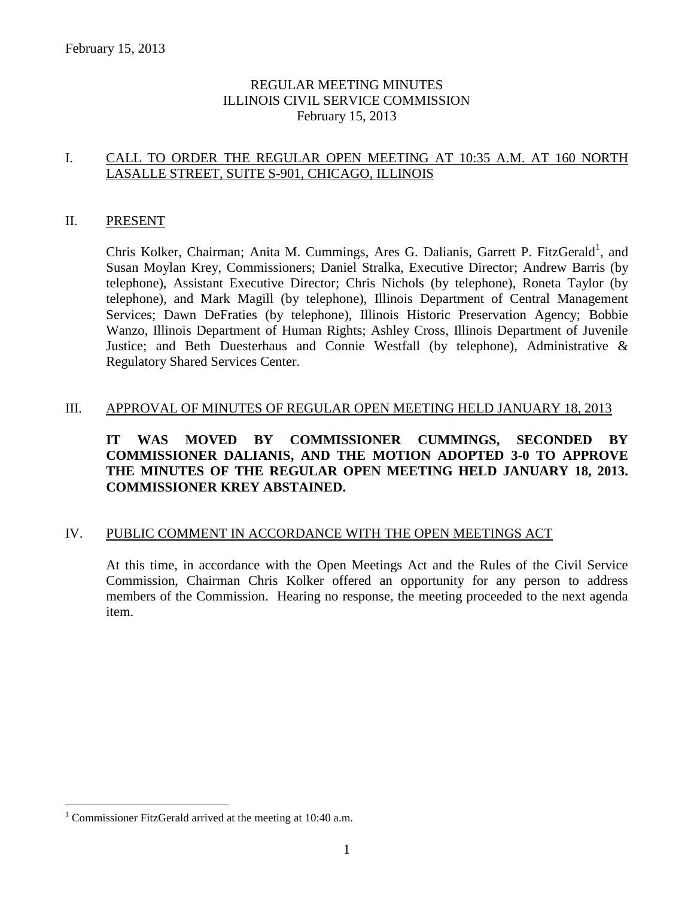REGULAR MEETING MINUTES
ILLINOIS CIVIL SERVICE COMMISSION
February 15, 2013

## I. CALL TO ORDER THE REGULAR OPEN MEETING AT 10:35 A.M. AT 160 NORTH LASALLE STREET, SUITE S-901, CHICAGO, ILLINOIS

## II. PRESENT

Chris Kolker, Chairman; Anita M. Cummings, Ares G. Dalianis, Garrett P. FitzGerald[1], and Susan Moylan Krey, Commissioners; Daniel Stralka, Executive Director; Andrew Barris (by telephone), Assistant Executive Director; Chris Nichols (by telephone), Roneta Taylor (by telephone), and Mark Magill (by telephone), Illinois Department of Central Management Services; Dawn DeFraties (by telephone), Illinois Historic Preservation Agency; Bobbie Wanzo, Illinois Department of Human Rights; Ashley Cross, Illinois Department of Juvenile Justice; and Beth Duesterhaus and Connie Westfall (by telephone), Administrative & Regulatory Shared Services Center.

## III. APPROVAL OF MINUTES OF REGULAR OPEN MEETING HELD JANUARY 18, 2013

**IT WAS MOVED BY COMMISSIONER CUMMINGS, SECONDED BY COMMISSIONER DALIANIS, AND THE MOTION ADOPTED 3-0 TO APPROVE THE MINUTES OF THE REGULAR OPEN MEETING HELD JANUARY 18, 2013. COMMISSIONER KREY ABSTAINED.**

## IV. PUBLIC COMMENT IN ACCORDANCE WITH THE OPEN MEETINGS ACT

At this time, in accordance with the Open Meetings Act and the Rules of the Civil Service Commission, Chairman Chris Kolker offered an opportunity for any person to address members of the Commission. Hearing no response, the meeting proceeded to the next agenda item.

[1] Commissioner FitzGerald arrived at the meeting at 10:40 a.m.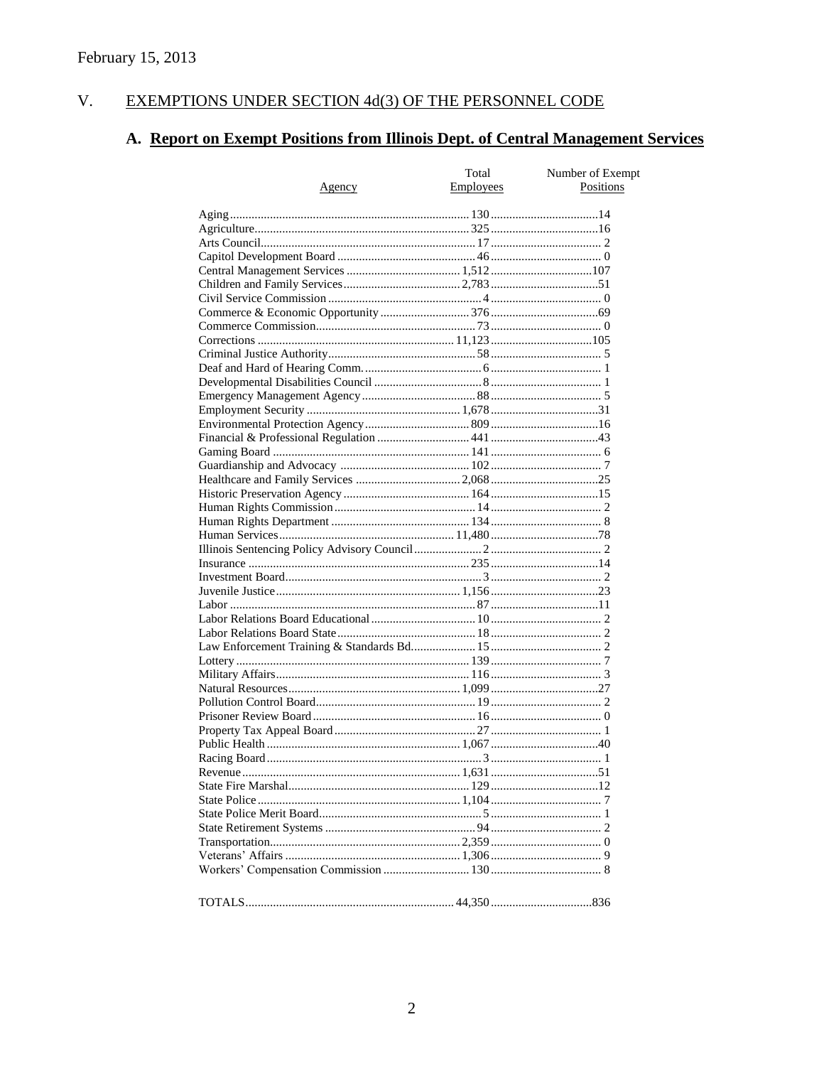February 15, 2013

## V. EXEMPTIONS UNDER SECTION 4d(3) OF THE PERSONNEL CODE

### A. Report on Exempt Positions from Illinois Dept. of Central Management Services

| Agency | Total Employees | Number of Exempt Positions |
|---|---|---|
| Aging | 130 | 14 |
| Agriculture | 325 | 16 |
| Arts Council | 17 | 2 |
| Capitol Development Board | 46 | 0 |
| Central Management Services | 1,512 | 107 |
| Children and Family Services | 2,783 | 51 |
| Civil Service Commission | 4 | 0 |
| Commerce & Economic Opportunity | 376 | 69 |
| Commerce Commission | 73 | 0 |
| Corrections | 11,123 | 105 |
| Criminal Justice Authority | 58 | 5 |
| Deaf and Hard of Hearing Comm. | 6 | 1 |
| Developmental Disabilities Council | 8 | 1 |
| Emergency Management Agency | 88 | 5 |
| Employment Security | 1,678 | 31 |
| Environmental Protection Agency | 809 | 16 |
| Financial & Professional Regulation | 441 | 43 |
| Gaming Board | 141 | 6 |
| Guardianship and Advocacy | 102 | 7 |
| Healthcare and Family Services | 2,068 | 25 |
| Historic Preservation Agency | 164 | 15 |
| Human Rights Commission | 14 | 2 |
| Human Rights Department | 134 | 8 |
| Human Services | 11,480 | 78 |
| Illinois Sentencing Policy Advisory Council | 2 | 2 |
| Insurance | 235 | 14 |
| Investment Board | 3 | 2 |
| Juvenile Justice | 1,156 | 23 |
| Labor | 87 | 11 |
| Labor Relations Board Educational | 10 | 2 |
| Labor Relations Board State | 18 | 2 |
| Law Enforcement Training & Standards Bd. | 15 | 2 |
| Lottery | 139 | 7 |
| Military Affairs | 116 | 3 |
| Natural Resources | 1,099 | 27 |
| Pollution Control Board | 19 | 2 |
| Prisoner Review Board | 16 | 0 |
| Property Tax Appeal Board | 27 | 1 |
| Public Health | 1,067 | 40 |
| Racing Board | 3 | 1 |
| Revenue | 1,631 | 51 |
| State Fire Marshal | 129 | 12 |
| State Police | 1,104 | 7 |
| State Police Merit Board | 5 | 1 |
| State Retirement Systems | 94 | 2 |
| Transportation | 2,359 | 0 |
| Veterans' Affairs | 1,306 | 9 |
| Workers' Compensation Commission | 130 | 8 |
| TOTALS | 44,350 | 836 |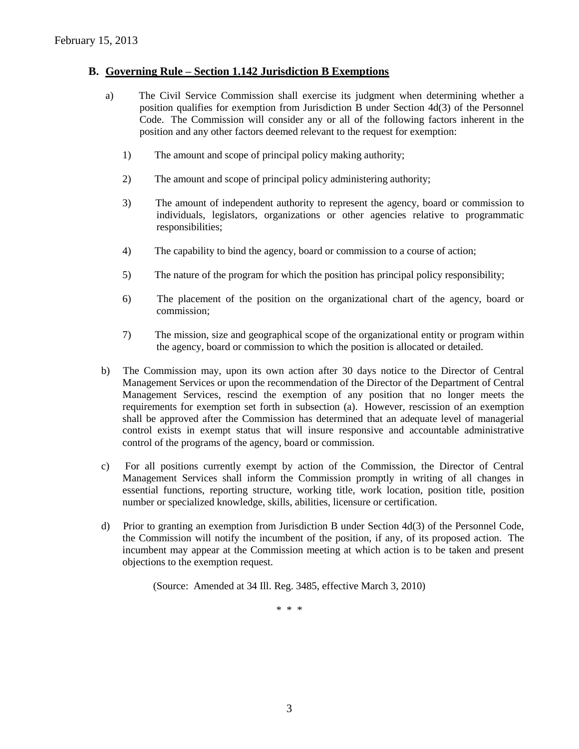## B. Governing Rule – Section 1.142 Jurisdiction B Exemptions

a) The Civil Service Commission shall exercise its judgment when determining whether a position qualifies for exemption from Jurisdiction B under Section 4d(3) of the Personnel Code. The Commission will consider any or all of the following factors inherent in the position and any other factors deemed relevant to the request for exemption:

1) The amount and scope of principal policy making authority;

2) The amount and scope of principal policy administering authority;

3) The amount of independent authority to represent the agency, board or commission to individuals, legislators, organizations or other agencies relative to programmatic responsibilities;

4) The capability to bind the agency, board or commission to a course of action;

5) The nature of the program for which the position has principal policy responsibility;

6) The placement of the position on the organizational chart of the agency, board or commission;

7) The mission, size and geographical scope of the organizational entity or program within the agency, board or commission to which the position is allocated or detailed.

b) The Commission may, upon its own action after 30 days notice to the Director of Central Management Services or upon the recommendation of the Director of the Department of Central Management Services, rescind the exemption of any position that no longer meets the requirements for exemption set forth in subsection (a). However, rescission of an exemption shall be approved after the Commission has determined that an adequate level of managerial control exists in exempt status that will insure responsive and accountable administrative control of the programs of the agency, board or commission.

c) For all positions currently exempt by action of the Commission, the Director of Central Management Services shall inform the Commission promptly in writing of all changes in essential functions, reporting structure, working title, work location, position title, position number or specialized knowledge, skills, abilities, licensure or certification.

d) Prior to granting an exemption from Jurisdiction B under Section 4d(3) of the Personnel Code, the Commission will notify the incumbent of the position, if any, of its proposed action. The incumbent may appear at the Commission meeting at which action is to be taken and present objections to the exemption request.

(Source: Amended at 34 Ill. Reg. 3485, effective March 3, 2010)

\* \* \*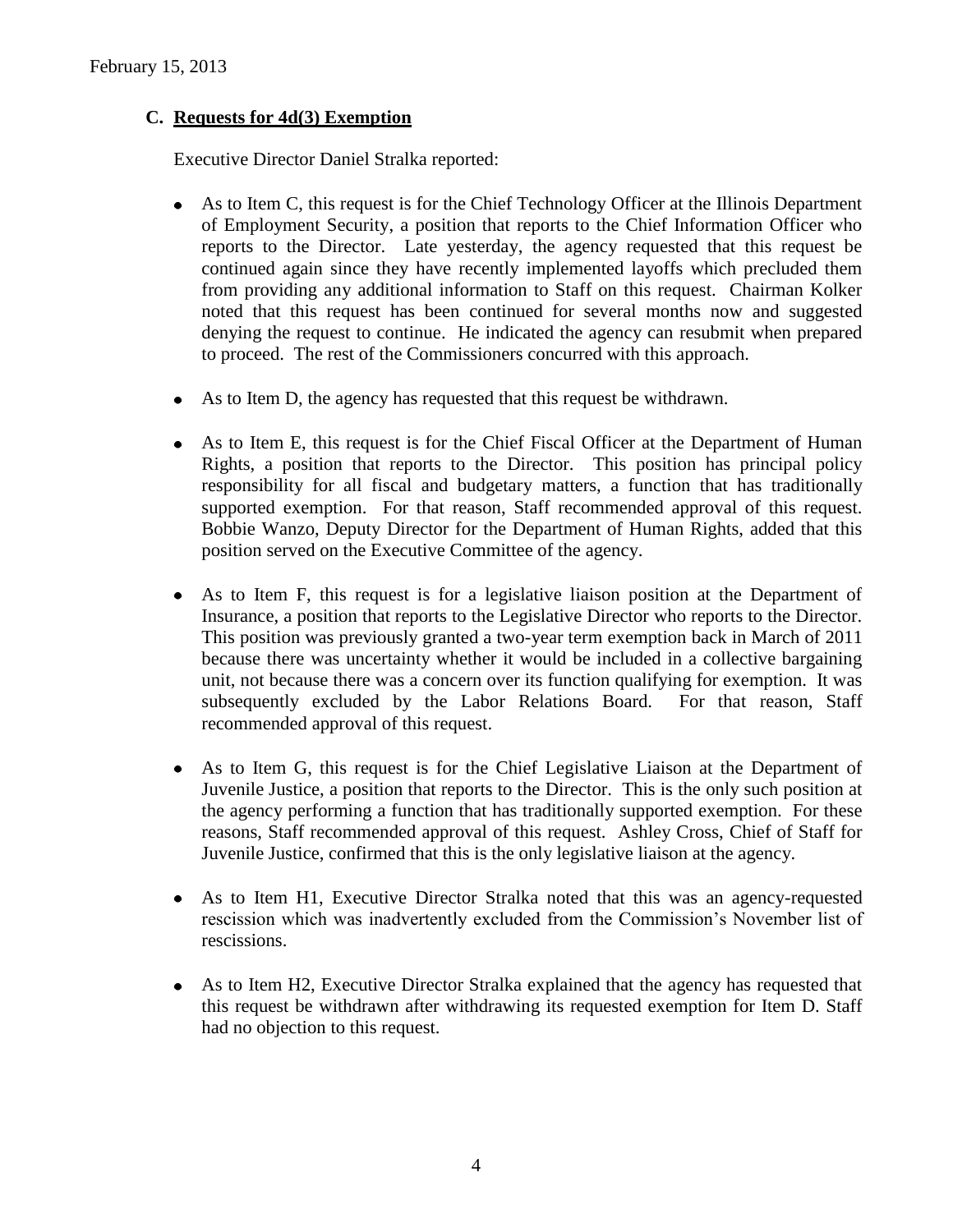February 15, 2013

## C. Requests for 4d(3) Exemption

Executive Director Daniel Stralka reported:

- As to Item C, this request is for the Chief Technology Officer at the Illinois Department of Employment Security, a position that reports to the Chief Information Officer who reports to the Director. Late yesterday, the agency requested that this request be continued again since they have recently implemented layoffs which precluded them from providing any additional information to Staff on this request. Chairman Kolker noted that this request has been continued for several months now and suggested denying the request to continue. He indicated the agency can resubmit when prepared to proceed. The rest of the Commissioners concurred with this approach.

- As to Item D, the agency has requested that this request be withdrawn.

- As to Item E, this request is for the Chief Fiscal Officer at the Department of Human Rights, a position that reports to the Director. This position has principal policy responsibility for all fiscal and budgetary matters, a function that has traditionally supported exemption. For that reason, Staff recommended approval of this request. Bobbie Wanzo, Deputy Director for the Department of Human Rights, added that this position served on the Executive Committee of the agency.

- As to Item F, this request is for a legislative liaison position at the Department of Insurance, a position that reports to the Legislative Director who reports to the Director. This position was previously granted a two-year term exemption back in March of 2011 because there was uncertainty whether it would be included in a collective bargaining unit, not because there was a concern over its function qualifying for exemption. It was subsequently excluded by the Labor Relations Board. For that reason, Staff recommended approval of this request.

- As to Item G, this request is for the Chief Legislative Liaison at the Department of Juvenile Justice, a position that reports to the Director. This is the only such position at the agency performing a function that has traditionally supported exemption. For these reasons, Staff recommended approval of this request. Ashley Cross, Chief of Staff for Juvenile Justice, confirmed that this is the only legislative liaison at the agency.

- As to Item H1, Executive Director Stralka noted that this was an agency-requested rescission which was inadvertently excluded from the Commission's November list of rescissions.

- As to Item H2, Executive Director Stralka explained that the agency has requested that this request be withdrawn after withdrawing its requested exemption for Item D. Staff had no objection to this request.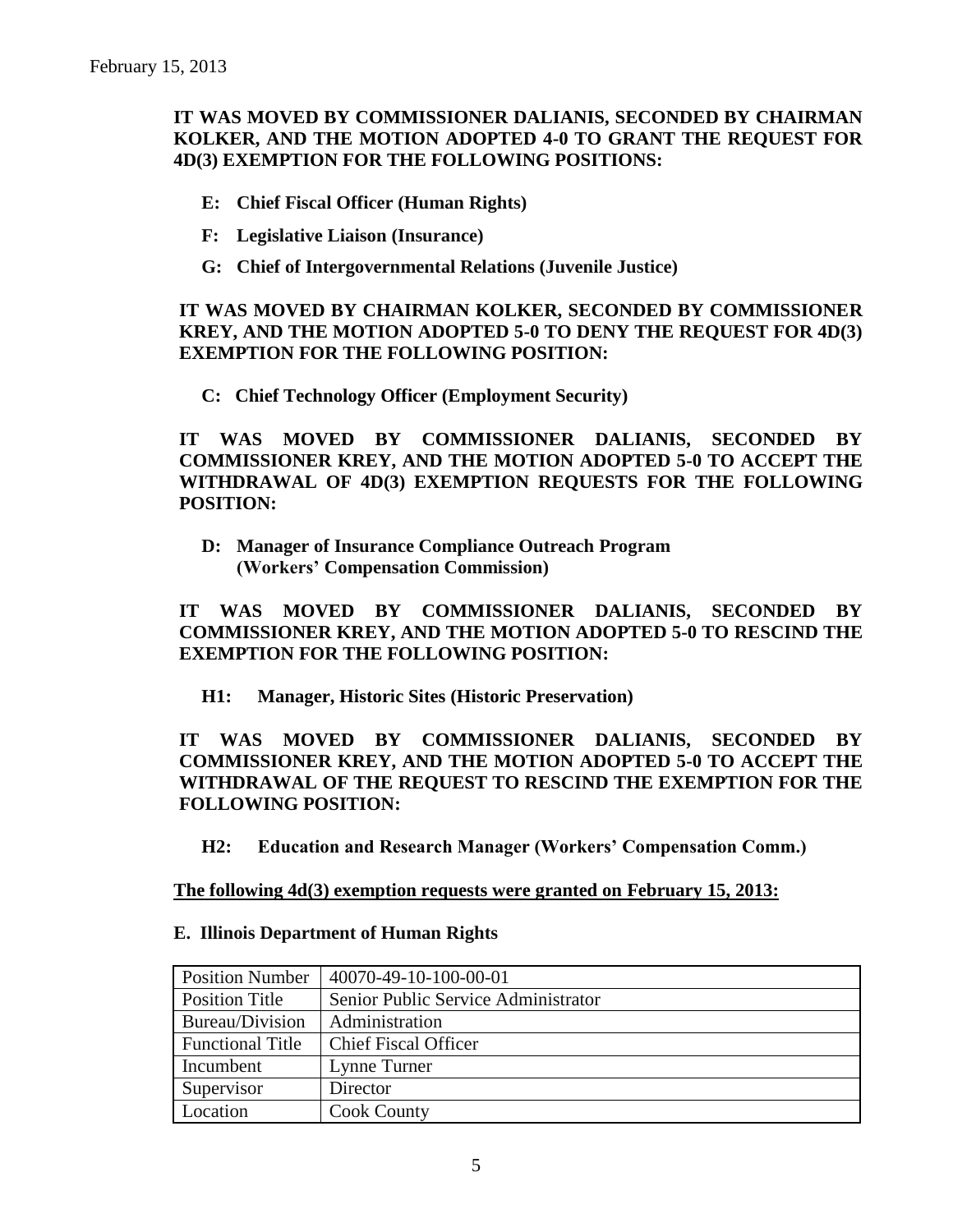**IT WAS MOVED BY COMMISSIONER DALIANIS, SECONDED BY CHAIRMAN KOLKER, AND THE MOTION ADOPTED 4-0 TO GRANT THE REQUEST FOR 4D(3) EXEMPTION FOR THE FOLLOWING POSITIONS:**

- **E: Chief Fiscal Officer (Human Rights)**
- **F: Legislative Liaison (Insurance)**
- **G: Chief of Intergovernmental Relations (Juvenile Justice)**

**IT WAS MOVED BY CHAIRMAN KOLKER, SECONDED BY COMMISSIONER KREY, AND THE MOTION ADOPTED 5-0 TO DENY THE REQUEST FOR 4D(3) EXEMPTION FOR THE FOLLOWING POSITION:**

- **C: Chief Technology Officer (Employment Security)**

**IT WAS MOVED BY COMMISSIONER DALIANIS, SECONDED BY COMMISSIONER KREY, AND THE MOTION ADOPTED 5-0 TO ACCEPT THE WITHDRAWAL OF 4D(3) EXEMPTION REQUESTS FOR THE FOLLOWING POSITION:**

- **D: Manager of Insurance Compliance Outreach Program (Workers' Compensation Commission)**

**IT WAS MOVED BY COMMISSIONER DALIANIS, SECONDED BY COMMISSIONER KREY, AND THE MOTION ADOPTED 5-0 TO RESCIND THE EXEMPTION FOR THE FOLLOWING POSITION:**

- **H1: Manager, Historic Sites (Historic Preservation)**

**IT WAS MOVED BY COMMISSIONER DALIANIS, SECONDED BY COMMISSIONER KREY, AND THE MOTION ADOPTED 5-0 TO ACCEPT THE WITHDRAWAL OF THE REQUEST TO RESCIND THE EXEMPTION FOR THE FOLLOWING POSITION:**

- **H2: Education and Research Manager (Workers' Compensation Comm.)**

**The following 4d(3) exemption requests were granted on February 15, 2013:**

**E. Illinois Department of Human Rights**

| Position Number | 40070-49-10-100-00-01 |
|---|---|
| Position Title | Senior Public Service Administrator |
| Bureau/Division | Administration |
| Functional Title | Chief Fiscal Officer |
| Incumbent | Lynne Turner |
| Supervisor | Director |
| Location | Cook County |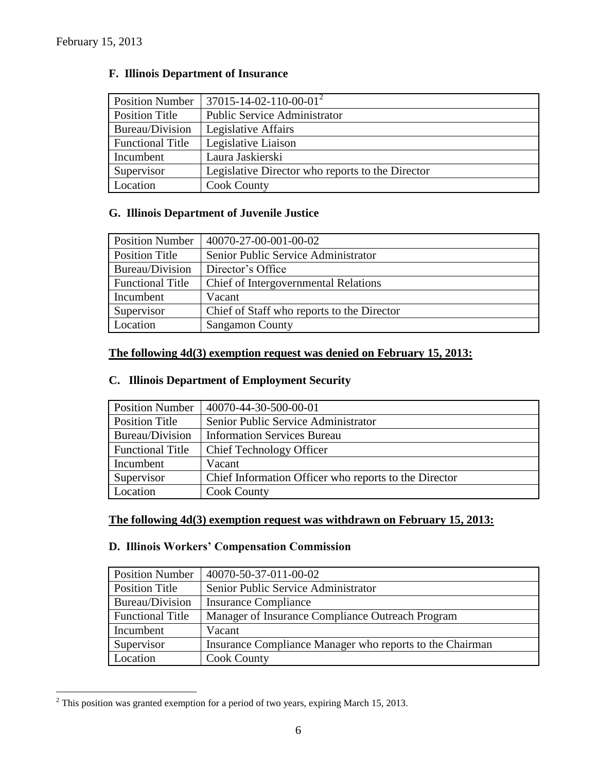February 15, 2013

### F. Illinois Department of Insurance

| Position Number | 37015-14-02-110-00-01[2] |
|---|---|
| Position Title | Public Service Administrator |
| Bureau/Division | Legislative Affairs |
| Functional Title | Legislative Liaison |
| Incumbent | Laura Jaskierski |
| Supervisor | Legislative Director who reports to the Director |
| Location | Cook County |

### G. Illinois Department of Juvenile Justice

| Position Number | 40070-27-00-001-00-02 |
|---|---|
| Position Title | Senior Public Service Administrator |
| Bureau/Division | Director's Office |
| Functional Title | Chief of Intergovernmental Relations |
| Incumbent | Vacant |
| Supervisor | Chief of Staff who reports to the Director |
| Location | Sangamon County |

## The following 4d(3) exemption request was denied on February 15, 2013:

### C. Illinois Department of Employment Security

| Position Number | 40070-44-30-500-00-01 |
|---|---|
| Position Title | Senior Public Service Administrator |
| Bureau/Division | Information Services Bureau |
| Functional Title | Chief Technology Officer |
| Incumbent | Vacant |
| Supervisor | Chief Information Officer who reports to the Director |
| Location | Cook County |

## The following 4d(3) exemption request was withdrawn on February 15, 2013:

### D. Illinois Workers' Compensation Commission

| Position Number | 40070-50-37-011-00-02 |
|---|---|
| Position Title | Senior Public Service Administrator |
| Bureau/Division | Insurance Compliance |
| Functional Title | Manager of Insurance Compliance Outreach Program |
| Incumbent | Vacant |
| Supervisor | Insurance Compliance Manager who reports to the Chairman |
| Location | Cook County |

[2] This position was granted exemption for a period of two years, expiring March 15, 2013.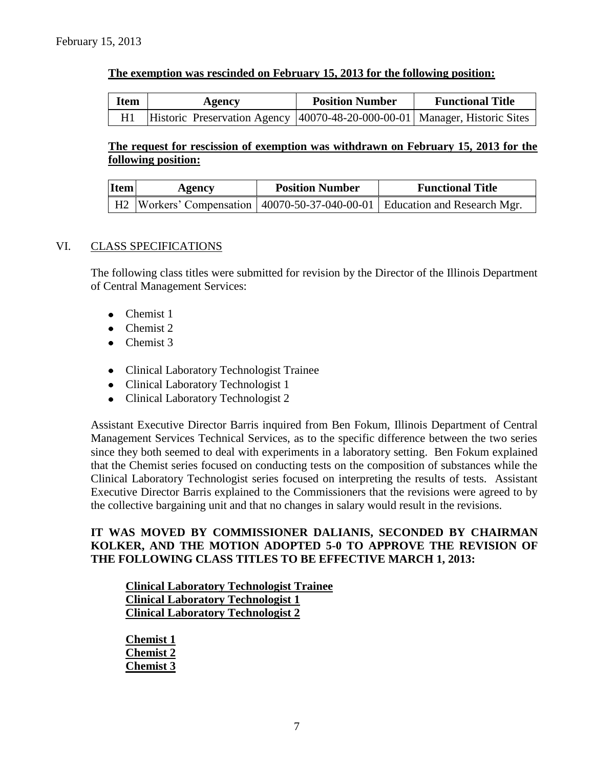February 15, 2013

**The exemption was rescinded on February 15, 2013 for the following position:**

| Item | Agency | Position Number | Functional Title |
|---|---|---|---|
| H1 | Historic Preservation Agency | 40070-48-20-000-00-01 | Manager, Historic Sites |

**The request for rescission of exemption was withdrawn on February 15, 2013 for the following position:**

| Item | Agency | Position Number | Functional Title |
|---|---|---|---|
| H2 | Workers' Compensation | 40070-50-37-040-00-01 | Education and Research Mgr. |

## VI. CLASS SPECIFICATIONS

The following class titles were submitted for revision by the Director of the Illinois Department of Central Management Services:

- Chemist 1
- Chemist 2
- Chemist 3

- Clinical Laboratory Technologist Trainee
- Clinical Laboratory Technologist 1
- Clinical Laboratory Technologist 2

Assistant Executive Director Barris inquired from Ben Fokum, Illinois Department of Central Management Services Technical Services, as to the specific difference between the two series since they both seemed to deal with experiments in a laboratory setting. Ben Fokum explained that the Chemist series focused on conducting tests on the composition of substances while the Clinical Laboratory Technologist series focused on interpreting the results of tests. Assistant Executive Director Barris explained to the Commissioners that the revisions were agreed to by the collective bargaining unit and that no changes in salary would result in the revisions.

**IT WAS MOVED BY COMMISSIONER DALIANIS, SECONDED BY CHAIRMAN KOLKER, AND THE MOTION ADOPTED 5-0 TO APPROVE THE REVISION OF THE FOLLOWING CLASS TITLES TO BE EFFECTIVE MARCH 1, 2013:**

**Clinical Laboratory Technologist Trainee**
**Clinical Laboratory Technologist 1**
**Clinical Laboratory Technologist 2**

**Chemist 1**
**Chemist 2**
**Chemist 3**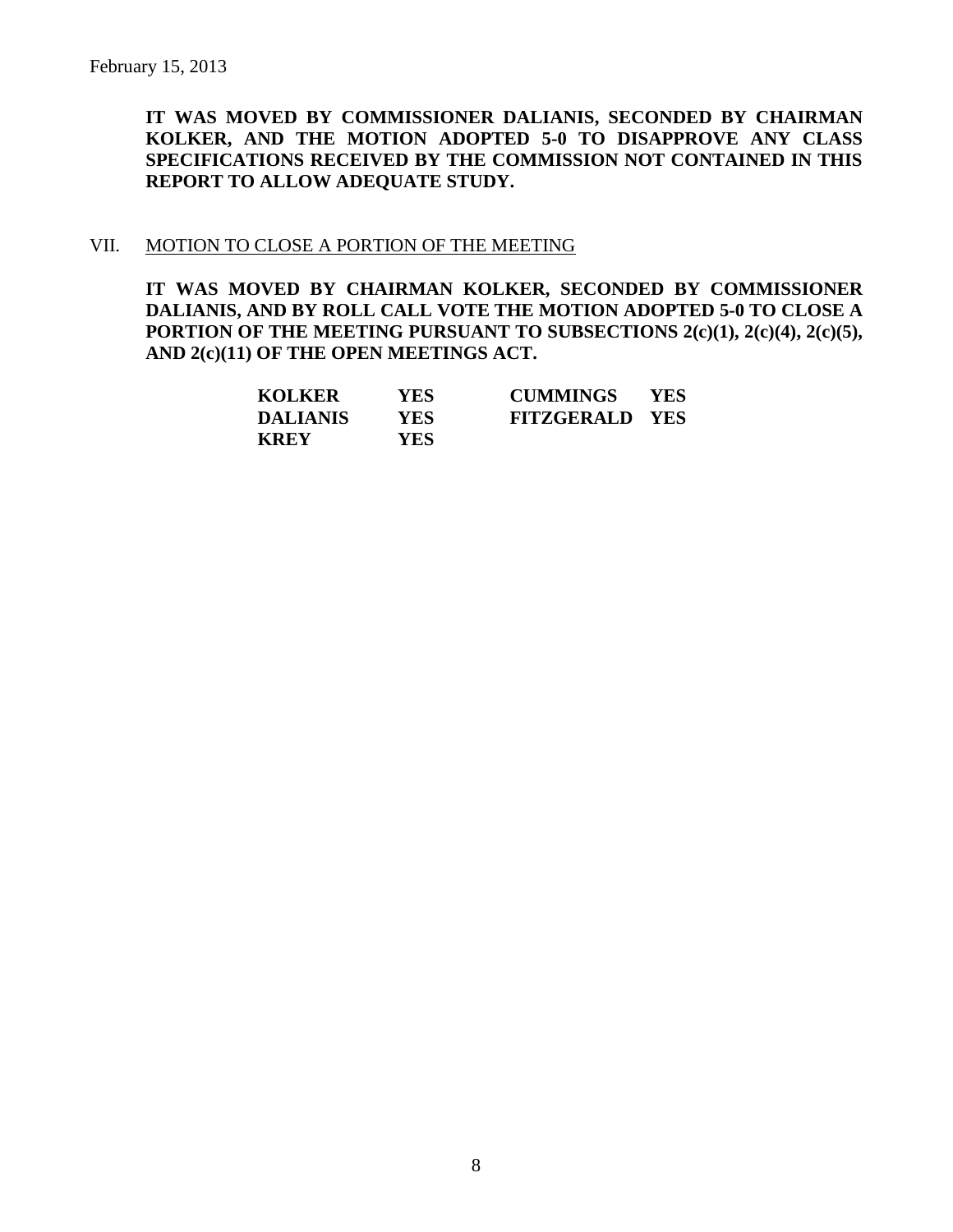**IT WAS MOVED BY COMMISSIONER DALIANIS, SECONDED BY CHAIRMAN KOLKER, AND THE MOTION ADOPTED 5-0 TO DISAPPROVE ANY CLASS SPECIFICATIONS RECEIVED BY THE COMMISSION NOT CONTAINED IN THIS REPORT TO ALLOW ADEQUATE STUDY.**

## VII. MOTION TO CLOSE A PORTION OF THE MEETING

**IT WAS MOVED BY CHAIRMAN KOLKER, SECONDED BY COMMISSIONER DALIANIS, AND BY ROLL CALL VOTE THE MOTION ADOPTED 5-0 TO CLOSE A PORTION OF THE MEETING PURSUANT TO SUBSECTIONS 2(c)(1), 2(c)(4), 2(c)(5), AND 2(c)(11) OF THE OPEN MEETINGS ACT.**

| | | | |
|---|---|---|---|
| **KOLKER** | **YES** | **CUMMINGS** | **YES** |
| **DALIANIS** | **YES** | **FITZGERALD** | **YES** |
| **KREY** | **YES** | | |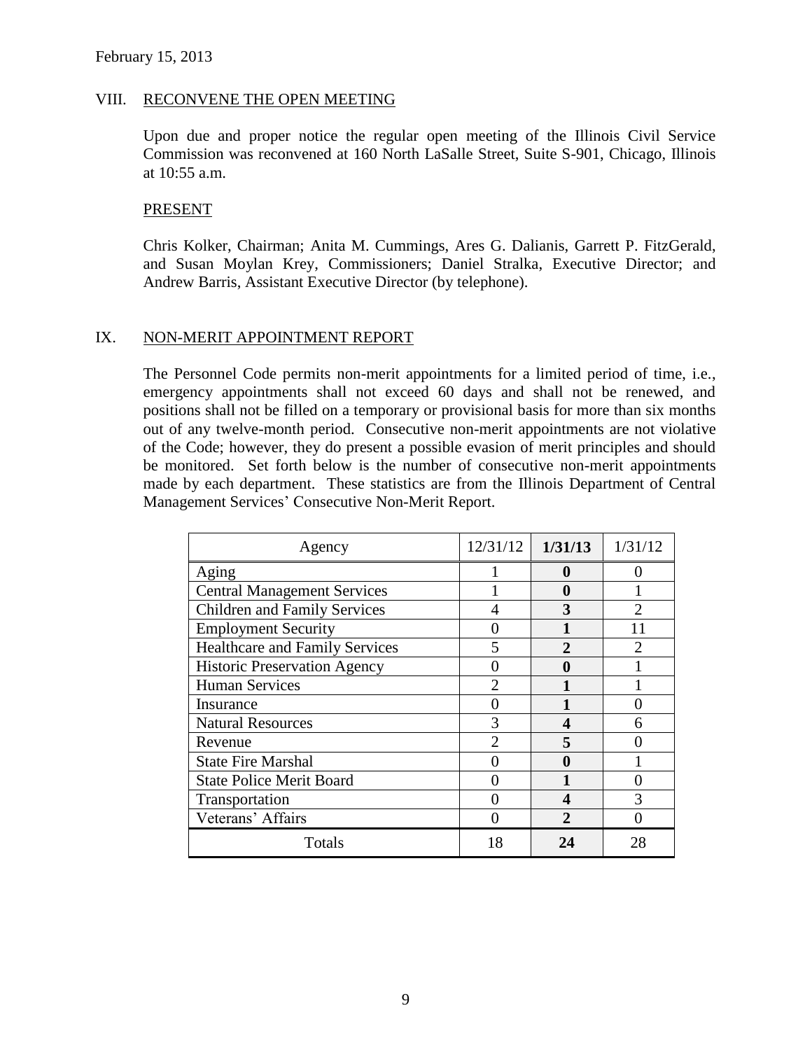February 15, 2013

## VIII. RECONVENE THE OPEN MEETING

Upon due and proper notice the regular open meeting of the Illinois Civil Service Commission was reconvened at 160 North LaSalle Street, Suite S-901, Chicago, Illinois at 10:55 a.m.

### PRESENT

Chris Kolker, Chairman; Anita M. Cummings, Ares G. Dalianis, Garrett P. FitzGerald, and Susan Moylan Krey, Commissioners; Daniel Stralka, Executive Director; and Andrew Barris, Assistant Executive Director (by telephone).

## IX. NON-MERIT APPOINTMENT REPORT

The Personnel Code permits non-merit appointments for a limited period of time, i.e., emergency appointments shall not exceed 60 days and shall not be renewed, and positions shall not be filled on a temporary or provisional basis for more than six months out of any twelve-month period. Consecutive non-merit appointments are not violative of the Code; however, they do present a possible evasion of merit principles and should be monitored. Set forth below is the number of consecutive non-merit appointments made by each department. These statistics are from the Illinois Department of Central Management Services' Consecutive Non-Merit Report.

| Agency | 12/31/12 | **1/31/13** | 1/31/12 |
|---|---|---|---|
| Aging | 1 | **0** | 0 |
| Central Management Services | 1 | **0** | 1 |
| Children and Family Services | 4 | **3** | 2 |
| Employment Security | 0 | **1** | 11 |
| Healthcare and Family Services | 5 | **2** | 2 |
| Historic Preservation Agency | 0 | **0** | 1 |
| Human Services | 2 | **1** | 1 |
| Insurance | 0 | **1** | 0 |
| Natural Resources | 3 | **4** | 6 |
| Revenue | 2 | **5** | 0 |
| State Fire Marshal | 0 | **0** | 1 |
| State Police Merit Board | 0 | **1** | 0 |
| Transportation | 0 | **4** | 3 |
| Veterans' Affairs | 0 | **2** | 0 |
| Totals | 18 | **24** | 28 |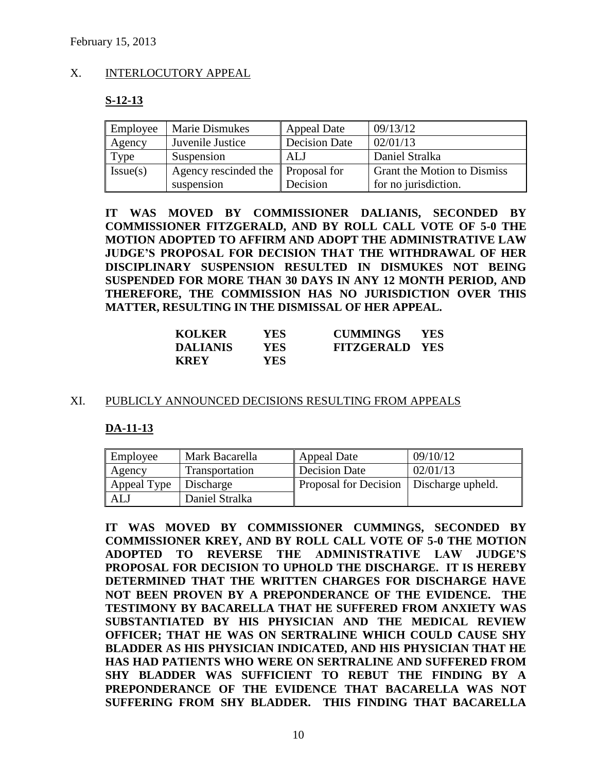February 15, 2013

## X. INTERLOCUTORY APPEAL

### S-12-13

| Employee | Marie Dismukes | Appeal Date | 09/13/12 |
|---|---|---|---|
| Agency | Juvenile Justice | Decision Date | 02/01/13 |
| Type | Suspension | ALJ | Daniel Stralka |
| Issue(s) | Agency rescinded the suspension | Proposal for Decision | Grant the Motion to Dismiss for no jurisdiction. |

**IT WAS MOVED BY COMMISSIONER DALIANIS, SECONDED BY COMMISSIONER FITZGERALD, AND BY ROLL CALL VOTE OF 5-0 THE MOTION ADOPTED TO AFFIRM AND ADOPT THE ADMINISTRATIVE LAW JUDGE'S PROPOSAL FOR DECISION THAT THE WITHDRAWAL OF HER DISCIPLINARY SUSPENSION RESULTED IN DISMUKES NOT BEING SUSPENDED FOR MORE THAN 30 DAYS IN ANY 12 MONTH PERIOD, AND THEREFORE, THE COMMISSION HAS NO JURISDICTION OVER THIS MATTER, RESULTING IN THE DISMISSAL OF HER APPEAL.**

| | | | |
|---|---|---|---|
| **KOLKER** | **YES** | **CUMMINGS** | **YES** |
| **DALIANIS** | **YES** | **FITZGERALD** | **YES** |
| **KREY** | **YES** | | |

## XI. PUBLICLY ANNOUNCED DECISIONS RESULTING FROM APPEALS

### DA-11-13

| Employee | Mark Bacarella | Appeal Date | 09/10/12 |
|---|---|---|---|
| Agency | Transportation | Decision Date | 02/01/13 |
| Appeal Type | Discharge | Proposal for Decision | Discharge upheld. |
| ALJ | Daniel Stralka | | |

**IT WAS MOVED BY COMMISSIONER CUMMINGS, SECONDED BY COMMISSIONER KREY, AND BY ROLL CALL VOTE OF 5-0 THE MOTION ADOPTED TO REVERSE THE ADMINISTRATIVE LAW JUDGE'S PROPOSAL FOR DECISION TO UPHOLD THE DISCHARGE. IT IS HEREBY DETERMINED THAT THE WRITTEN CHARGES FOR DISCHARGE HAVE NOT BEEN PROVEN BY A PREPONDERANCE OF THE EVIDENCE. THE TESTIMONY BY BACARELLA THAT HE SUFFERED FROM ANXIETY WAS SUBSTANTIATED BY HIS PHYSICIAN AND THE MEDICAL REVIEW OFFICER; THAT HE WAS ON SERTRALINE WHICH COULD CAUSE SHY BLADDER AS HIS PHYSICIAN INDICATED, AND HIS PHYSICIAN THAT HE HAS HAD PATIENTS WHO WERE ON SERTRALINE AND SUFFERED FROM SHY BLADDER WAS SUFFICIENT TO REBUT THE FINDING BY A PREPONDERANCE OF THE EVIDENCE THAT BACARELLA WAS NOT SUFFERING FROM SHY BLADDER. THIS FINDING THAT BACARELLA**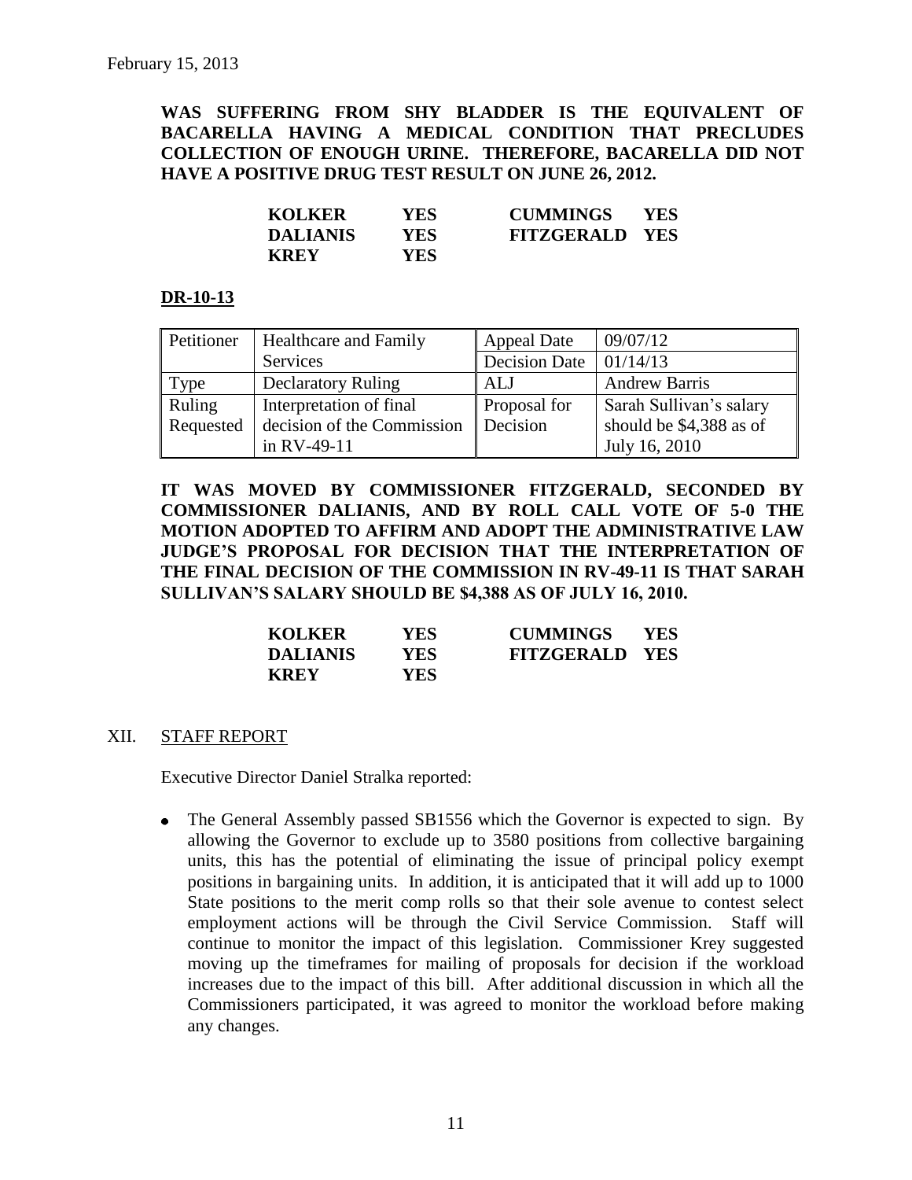**WAS SUFFERING FROM SHY BLADDER IS THE EQUIVALENT OF BACARELLA HAVING A MEDICAL CONDITION THAT PRECLUDES COLLECTION OF ENOUGH URINE. THEREFORE, BACARELLA DID NOT HAVE A POSITIVE DRUG TEST RESULT ON JUNE 26, 2012.**

| | | | |
|---|---|---|---|
| **KOLKER** | **YES** | **CUMMINGS** | **YES** |
| **DALIANIS** | **YES** | **FITZGERALD** | **YES** |
| **KREY** | **YES** | | |

**DR-10-13**

| Petitioner | Healthcare and Family Services | Appeal Date | 09/07/12 |
|---|---|---|---|
| | | Decision Date | 01/14/13 |
| Type | Declaratory Ruling | ALJ | Andrew Barris |
| Ruling Requested | Interpretation of final decision of the Commission in RV-49-11 | Proposal for Decision | Sarah Sullivan's salary should be $4,388 as of July 16, 2010 |

**IT WAS MOVED BY COMMISSIONER FITZGERALD, SECONDED BY COMMISSIONER DALIANIS, AND BY ROLL CALL VOTE OF 5-0 THE MOTION ADOPTED TO AFFIRM AND ADOPT THE ADMINISTRATIVE LAW JUDGE'S PROPOSAL FOR DECISION THAT THE INTERPRETATION OF THE FINAL DECISION OF THE COMMISSION IN RV-49-11 IS THAT SARAH SULLIVAN'S SALARY SHOULD BE $4,388 AS OF JULY 16, 2010.**

| | | | |
|---|---|---|---|
| **KOLKER** | **YES** | **CUMMINGS** | **YES** |
| **DALIANIS** | **YES** | **FITZGERALD** | **YES** |
| **KREY** | **YES** | | |

## XII. STAFF REPORT

Executive Director Daniel Stralka reported:

- The General Assembly passed SB1556 which the Governor is expected to sign. By allowing the Governor to exclude up to 3580 positions from collective bargaining units, this has the potential of eliminating the issue of principal policy exempt positions in bargaining units. In addition, it is anticipated that it will add up to 1000 State positions to the merit comp rolls so that their sole avenue to contest select employment actions will be through the Civil Service Commission. Staff will continue to monitor the impact of this legislation. Commissioner Krey suggested moving up the timeframes for mailing of proposals for decision if the workload increases due to the impact of this bill. After additional discussion in which all the Commissioners participated, it was agreed to monitor the workload before making any changes.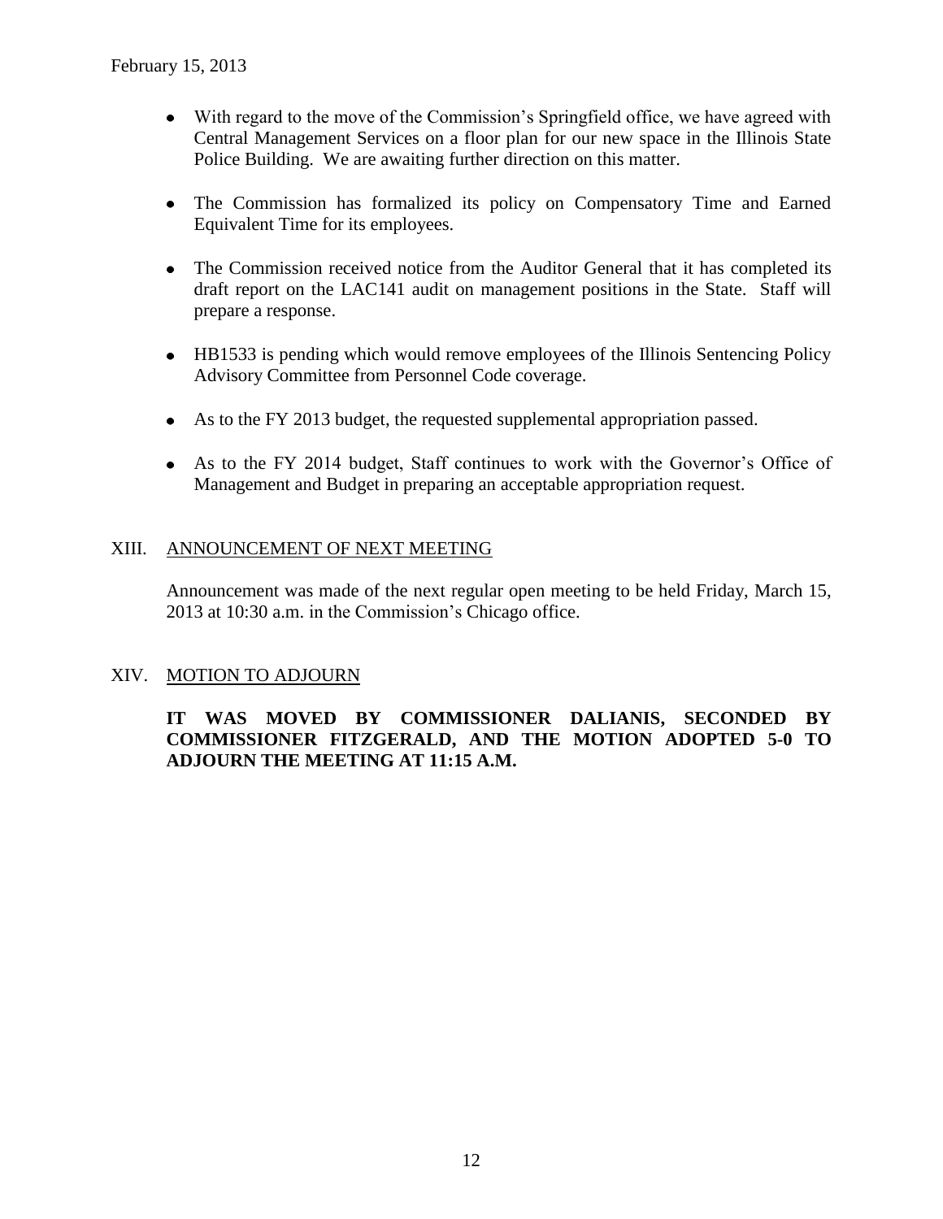- With regard to the move of the Commission's Springfield office, we have agreed with Central Management Services on a floor plan for our new space in the Illinois State Police Building. We are awaiting further direction on this matter.
- The Commission has formalized its policy on Compensatory Time and Earned Equivalent Time for its employees.
- The Commission received notice from the Auditor General that it has completed its draft report on the LAC141 audit on management positions in the State. Staff will prepare a response.
- HB1533 is pending which would remove employees of the Illinois Sentencing Policy Advisory Committee from Personnel Code coverage.
- As to the FY 2013 budget, the requested supplemental appropriation passed.
- As to the FY 2014 budget, Staff continues to work with the Governor's Office of Management and Budget in preparing an acceptable appropriation request.

## XIII. ANNOUNCEMENT OF NEXT MEETING

Announcement was made of the next regular open meeting to be held Friday, March 15, 2013 at 10:30 a.m. in the Commission's Chicago office.

## XIV. MOTION TO ADJOURN

**IT WAS MOVED BY COMMISSIONER DALIANIS, SECONDED BY COMMISSIONER FITZGERALD, AND THE MOTION ADOPTED 5-0 TO ADJOURN THE MEETING AT 11:15 A.M.**